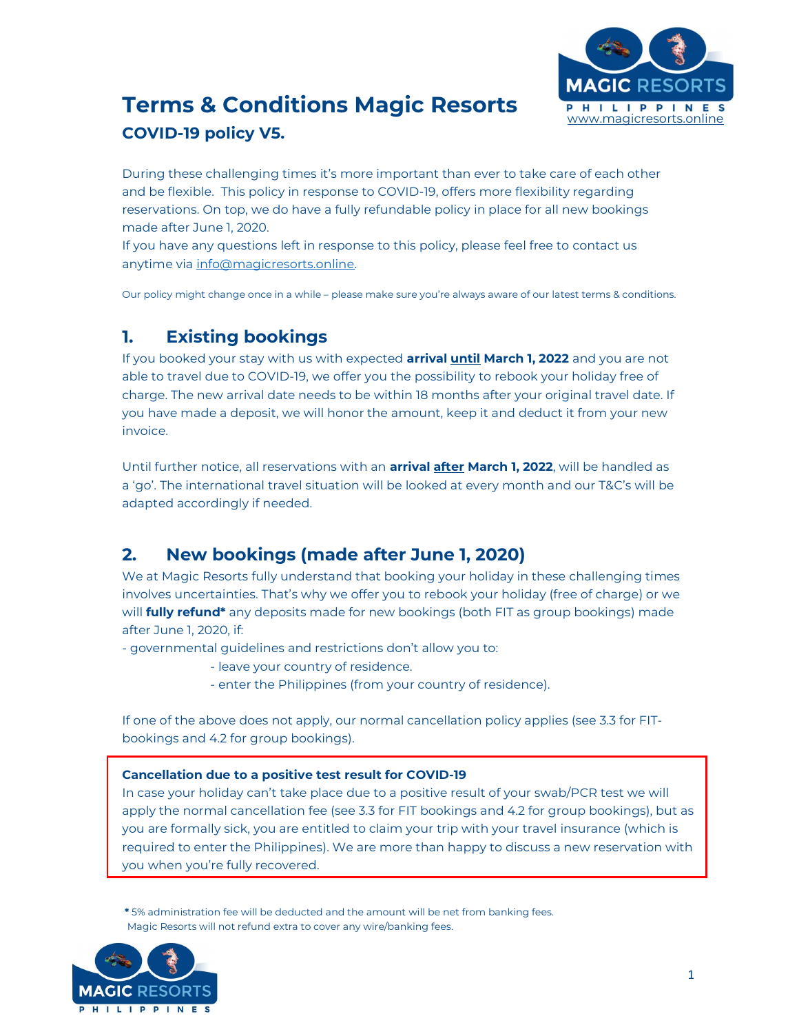# Terms & Conditions Magic Resorts

## COVID-19 policy V5.

www.magicresorts.online

During these challenging times it's more important than ever to take care of each other and be flexible. This policy in response to COVID-19, offers more flexibility regarding reservations. On top, we do have a fully refundable policy in place for all new bookings made after June 1, 2020.

If you have any questions left in response to this policy, please feel free to contact us anytime via info@magicresorts.online.

Our policy might change once in a while – please make sure you're always aware of our latest terms & conditions.

## 1. Existing bookings

If you booked your stay with us with expected **arrival until March 1, 2022** and you are not able to travel due to COVID-19, we offer you the possibility to rebook your holiday free of charge. The new arrival date needs to be within 18 months after your original travel date. If you have made a deposit, we will honor the amount, keep it and deduct it from your new invoice.

Until further notice, all reservations with an **arrival after March 1, 2022**, will be handled as a 'go'. The international travel situation will be looked at every month and our T&C's will be adapted accordingly if needed.

## 2. New bookings (made after June 1, 2020)

We at Magic Resorts fully understand that booking your holiday in these challenging times involves uncertainties. That's why we offer you to rebook your holiday (free of charge) or we will **fully refund*** any deposits made for new bookings (both FIT as group bookings) made after June 1, 2020, if:

- governmental guidelines and restrictions don't allow you to:
  - leave your country of residence.
  - enter the Philippines (from your country of residence).

If one of the above does not apply, our normal cancellation policy applies (see 3.3 for FIT-bookings and 4.2 for group bookings).

**Cancellation due to a positive test result for COVID-19**

In case your holiday can't take place due to a positive result of your swab/PCR test we will apply the normal cancellation fee (see 3.3 for FIT bookings and 4.2 for group bookings), but as you are formally sick, you are entitled to claim your trip with your travel insurance (which is required to enter the Philippines). We are more than happy to discuss a new reservation with you when you're fully recovered.

**\*** 5% administration fee will be deducted and the amount will be net from banking fees. Magic Resorts will not refund extra to cover any wire/banking fees.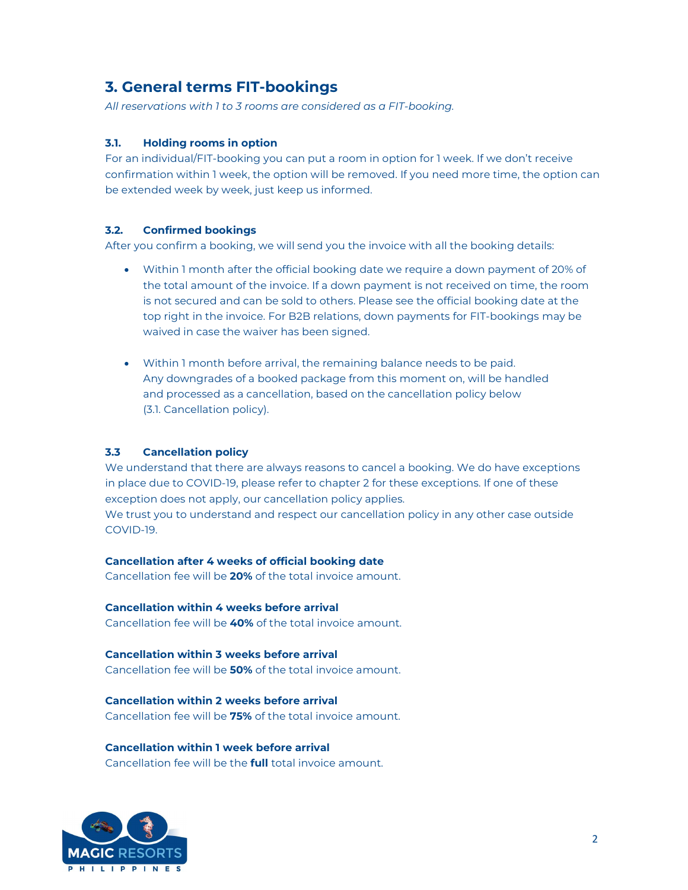## 3. General terms FIT-bookings

*All reservations with 1 to 3 rooms are considered as a FIT-booking.*

### 3.1. Holding rooms in option

For an individual/FIT-booking you can put a room in option for 1 week. If we don't receive confirmation within 1 week, the option will be removed. If you need more time, the option can be extended week by week, just keep us informed.

### 3.2. Confirmed bookings

After you confirm a booking, we will send you the invoice with all the booking details:

- Within 1 month after the official booking date we require a down payment of 20% of the total amount of the invoice. If a down payment is not received on time, the room is not secured and can be sold to others. Please see the official booking date at the top right in the invoice. For B2B relations, down payments for FIT-bookings may be waived in case the waiver has been signed.

- Within 1 month before arrival, the remaining balance needs to be paid. Any downgrades of a booked package from this moment on, will be handled and processed as a cancellation, based on the cancellation policy below (3.1. Cancellation policy).

### 3.3 Cancellation policy

We understand that there are always reasons to cancel a booking. We do have exceptions in place due to COVID-19, please refer to chapter 2 for these exceptions. If one of these exception does not apply, our cancellation policy applies.
We trust you to understand and respect our cancellation policy in any other case outside COVID-19.

**Cancellation after 4 weeks of official booking date**
Cancellation fee will be **20%** of the total invoice amount.

**Cancellation within 4 weeks before arrival**
Cancellation fee will be **40%** of the total invoice amount.

**Cancellation within 3 weeks before arrival**
Cancellation fee will be **50%** of the total invoice amount.

**Cancellation within 2 weeks before arrival**
Cancellation fee will be **75%** of the total invoice amount.

**Cancellation within 1 week before arrival**
Cancellation fee will be the **full** total invoice amount.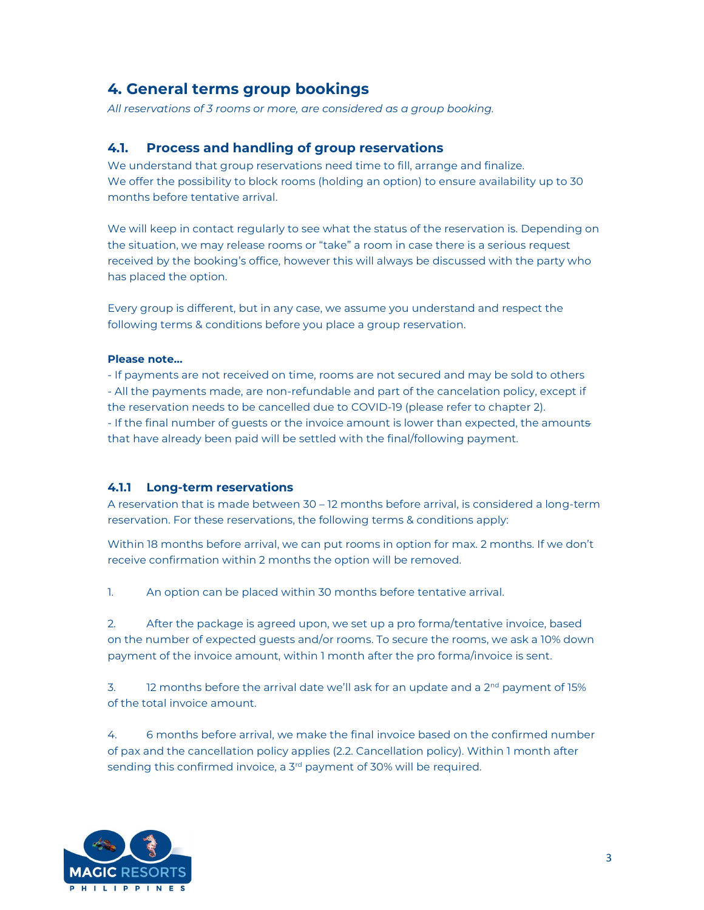## 4. General terms group bookings

*All reservations of 3 rooms or more, are considered as a group booking.*

### 4.1. Process and handling of group reservations

We understand that group reservations need time to fill, arrange and finalize.
We offer the possibility to block rooms (holding an option) to ensure availability up to 30 months before tentative arrival.

We will keep in contact regularly to see what the status of the reservation is. Depending on the situation, we may release rooms or "take" a room in case there is a serious request received by the booking's office, however this will always be discussed with the party who has placed the option.

Every group is different, but in any case, we assume you understand and respect the following terms & conditions before you place a group reservation.

**Please note…**

- If payments are not received on time, rooms are not secured and may be sold to others
- All the payments made, are non-refundable and part of the cancelation policy, except if the reservation needs to be cancelled due to COVID-19 (please refer to chapter 2).
- If the final number of guests or the invoice amount is lower than expected, the amounts that have already been paid will be settled with the final/following payment.

#### 4.1.1 Long-term reservations

A reservation that is made between 30 – 12 months before arrival, is considered a long-term reservation. For these reservations, the following terms & conditions apply:

Within 18 months before arrival, we can put rooms in option for max. 2 months. If we don't receive confirmation within 2 months the option will be removed.

1. An option can be placed within 30 months before tentative arrival.

2. After the package is agreed upon, we set up a pro forma/tentative invoice, based on the number of expected guests and/or rooms. To secure the rooms, we ask a 10% down payment of the invoice amount, within 1 month after the pro forma/invoice is sent.

3. 12 months before the arrival date we'll ask for an update and a 2nd payment of 15% of the total invoice amount.

4. 6 months before arrival, we make the final invoice based on the confirmed number of pax and the cancellation policy applies (2.2. Cancellation policy). Within 1 month after sending this confirmed invoice, a 3rd payment of 30% will be required.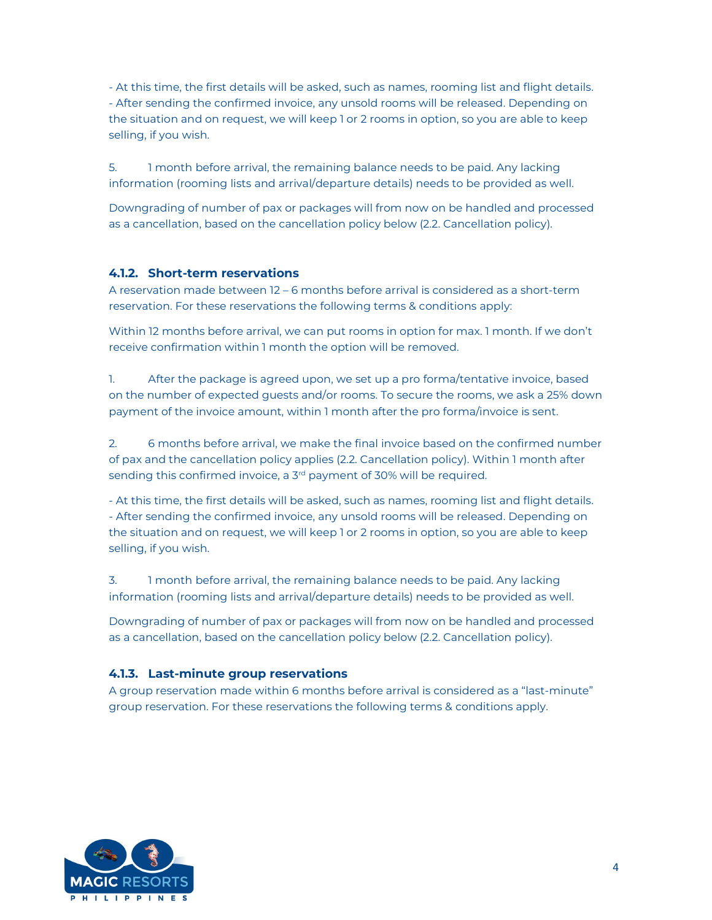- At this time, the first details will be asked, such as names, rooming list and flight details.
- After sending the confirmed invoice, any unsold rooms will be released. Depending on the situation and on request, we will keep 1 or 2 rooms in option, so you are able to keep selling, if you wish.

5. 1 month before arrival, the remaining balance needs to be paid. Any lacking information (rooming lists and arrival/departure details) needs to be provided as well.

Downgrading of number of pax or packages will from now on be handled and processed as a cancellation, based on the cancellation policy below (2.2. Cancellation policy).

### 4.1.2. Short-term reservations

A reservation made between 12 – 6 months before arrival is considered as a short-term reservation. For these reservations the following terms & conditions apply:

Within 12 months before arrival, we can put rooms in option for max. 1 month. If we don't receive confirmation within 1 month the option will be removed.

1. After the package is agreed upon, we set up a pro forma/tentative invoice, based on the number of expected guests and/or rooms. To secure the rooms, we ask a 25% down payment of the invoice amount, within 1 month after the pro forma/invoice is sent.

2. 6 months before arrival, we make the final invoice based on the confirmed number of pax and the cancellation policy applies (2.2. Cancellation policy). Within 1 month after sending this confirmed invoice, a 3rd payment of 30% will be required.

- At this time, the first details will be asked, such as names, rooming list and flight details.
- After sending the confirmed invoice, any unsold rooms will be released. Depending on the situation and on request, we will keep 1 or 2 rooms in option, so you are able to keep selling, if you wish.

3. 1 month before arrival, the remaining balance needs to be paid. Any lacking information (rooming lists and arrival/departure details) needs to be provided as well.

Downgrading of number of pax or packages will from now on be handled and processed as a cancellation, based on the cancellation policy below (2.2. Cancellation policy).

### 4.1.3. Last-minute group reservations

A group reservation made within 6 months before arrival is considered as a "last-minute" group reservation. For these reservations the following terms & conditions apply.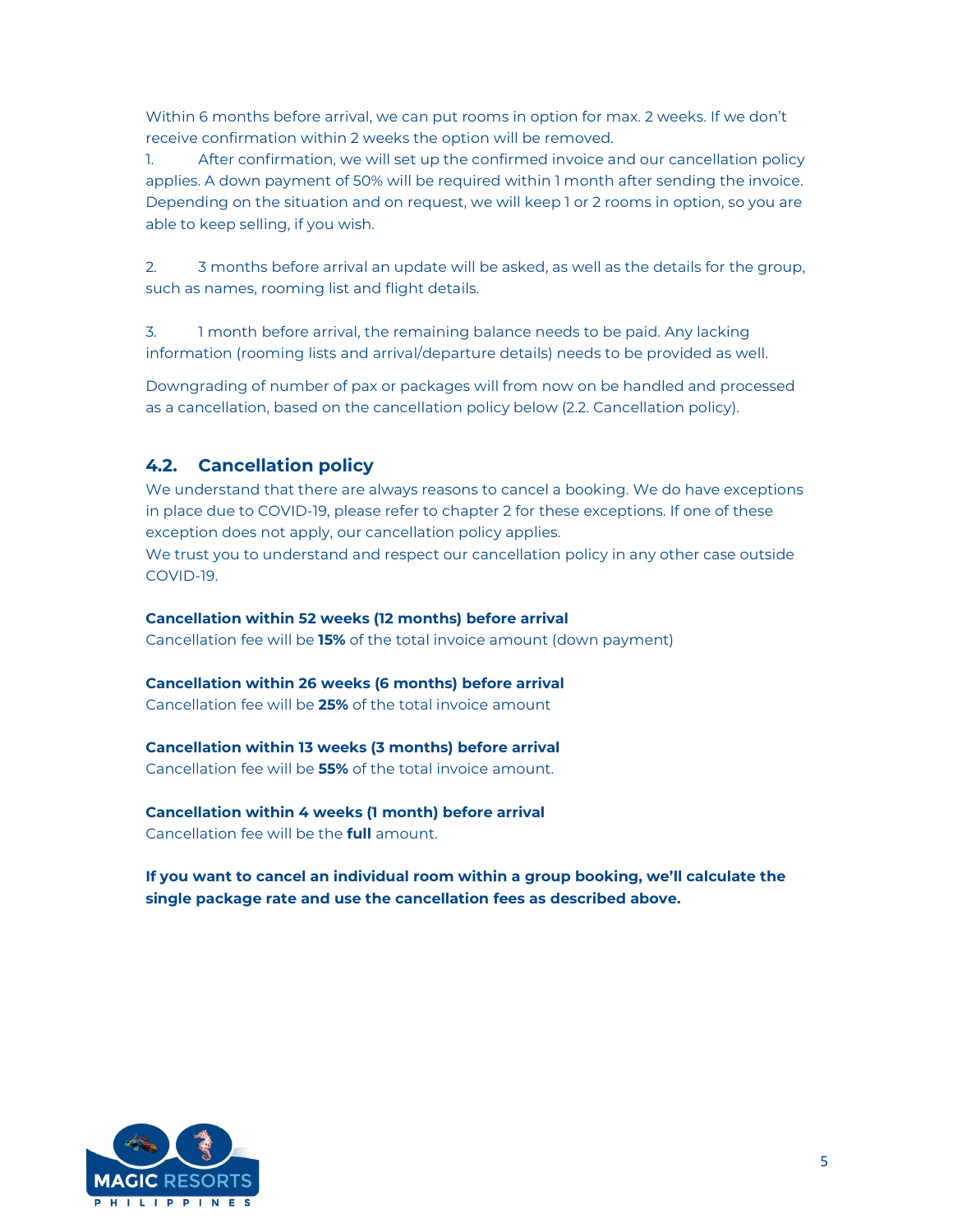Within 6 months before arrival, we can put rooms in option for max. 2 weeks. If we don't receive confirmation within 2 weeks the option will be removed.

1. After confirmation, we will set up the confirmed invoice and our cancellation policy applies. A down payment of 50% will be required within 1 month after sending the invoice. Depending on the situation and on request, we will keep 1 or 2 rooms in option, so you are able to keep selling, if you wish.

2. 3 months before arrival an update will be asked, as well as the details for the group, such as names, rooming list and flight details.

3. 1 month before arrival, the remaining balance needs to be paid. Any lacking information (rooming lists and arrival/departure details) needs to be provided as well.

Downgrading of number of pax or packages will from now on be handled and processed as a cancellation, based on the cancellation policy below (2.2. Cancellation policy).

## 4.2. Cancellation policy

We understand that there are always reasons to cancel a booking. We do have exceptions in place due to COVID-19, please refer to chapter 2 for these exceptions. If one of these exception does not apply, our cancellation policy applies.
We trust you to understand and respect our cancellation policy in any other case outside COVID-19.

**Cancellation within 52 weeks (12 months) before arrival**
Cancellation fee will be **15%** of the total invoice amount (down payment)

**Cancellation within 26 weeks (6 months) before arrival**
Cancellation fee will be **25%** of the total invoice amount

**Cancellation within 13 weeks (3 months) before arrival**
Cancellation fee will be **55%** of the total invoice amount.

**Cancellation within 4 weeks (1 month) before arrival**
Cancellation fee will be the **full** amount.

**If you want to cancel an individual room within a group booking, we'll calculate the single package rate and use the cancellation fees as described above.**